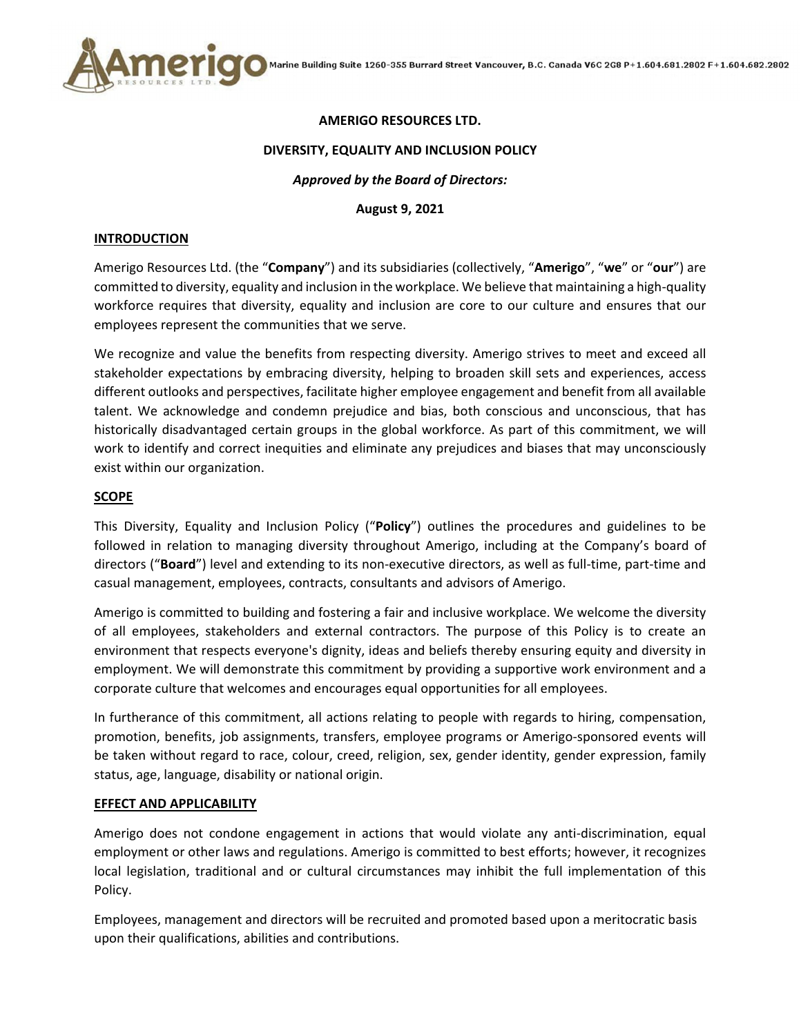**AMERIGO RESOURCES LTD.**

**DIVERSITY, EQUALITY AND INCLUSION POLICY**

***Approved by the Board of Directors:***

**August 9, 2021**

## INTRODUCTION

Amerigo Resources Ltd. (the "**Company**") and its subsidiaries (collectively, "**Amerigo**", "**we**" or "**our**") are committed to diversity, equality and inclusion in the workplace. We believe that maintaining a high-quality workforce requires that diversity, equality and inclusion are core to our culture and ensures that our employees represent the communities that we serve.

We recognize and value the benefits from respecting diversity. Amerigo strives to meet and exceed all stakeholder expectations by embracing diversity, helping to broaden skill sets and experiences, access different outlooks and perspectives, facilitate higher employee engagement and benefit from all available talent. We acknowledge and condemn prejudice and bias, both conscious and unconscious, that has historically disadvantaged certain groups in the global workforce. As part of this commitment, we will work to identify and correct inequities and eliminate any prejudices and biases that may unconsciously exist within our organization.

## SCOPE

This Diversity, Equality and Inclusion Policy ("**Policy**") outlines the procedures and guidelines to be followed in relation to managing diversity throughout Amerigo, including at the Company's board of directors ("**Board**") level and extending to its non-executive directors, as well as full-time, part-time and casual management, employees, contracts, consultants and advisors of Amerigo.

Amerigo is committed to building and fostering a fair and inclusive workplace. We welcome the diversity of all employees, stakeholders and external contractors. The purpose of this Policy is to create an environment that respects everyone's dignity, ideas and beliefs thereby ensuring equity and diversity in employment. We will demonstrate this commitment by providing a supportive work environment and a corporate culture that welcomes and encourages equal opportunities for all employees.

In furtherance of this commitment, all actions relating to people with regards to hiring, compensation, promotion, benefits, job assignments, transfers, employee programs or Amerigo-sponsored events will be taken without regard to race, colour, creed, religion, sex, gender identity, gender expression, family status, age, language, disability or national origin.

## EFFECT AND APPLICABILITY

Amerigo does not condone engagement in actions that would violate any anti-discrimination, equal employment or other laws and regulations. Amerigo is committed to best efforts; however, it recognizes local legislation, traditional and or cultural circumstances may inhibit the full implementation of this Policy.

Employees, management and directors will be recruited and promoted based upon a meritocratic basis upon their qualifications, abilities and contributions.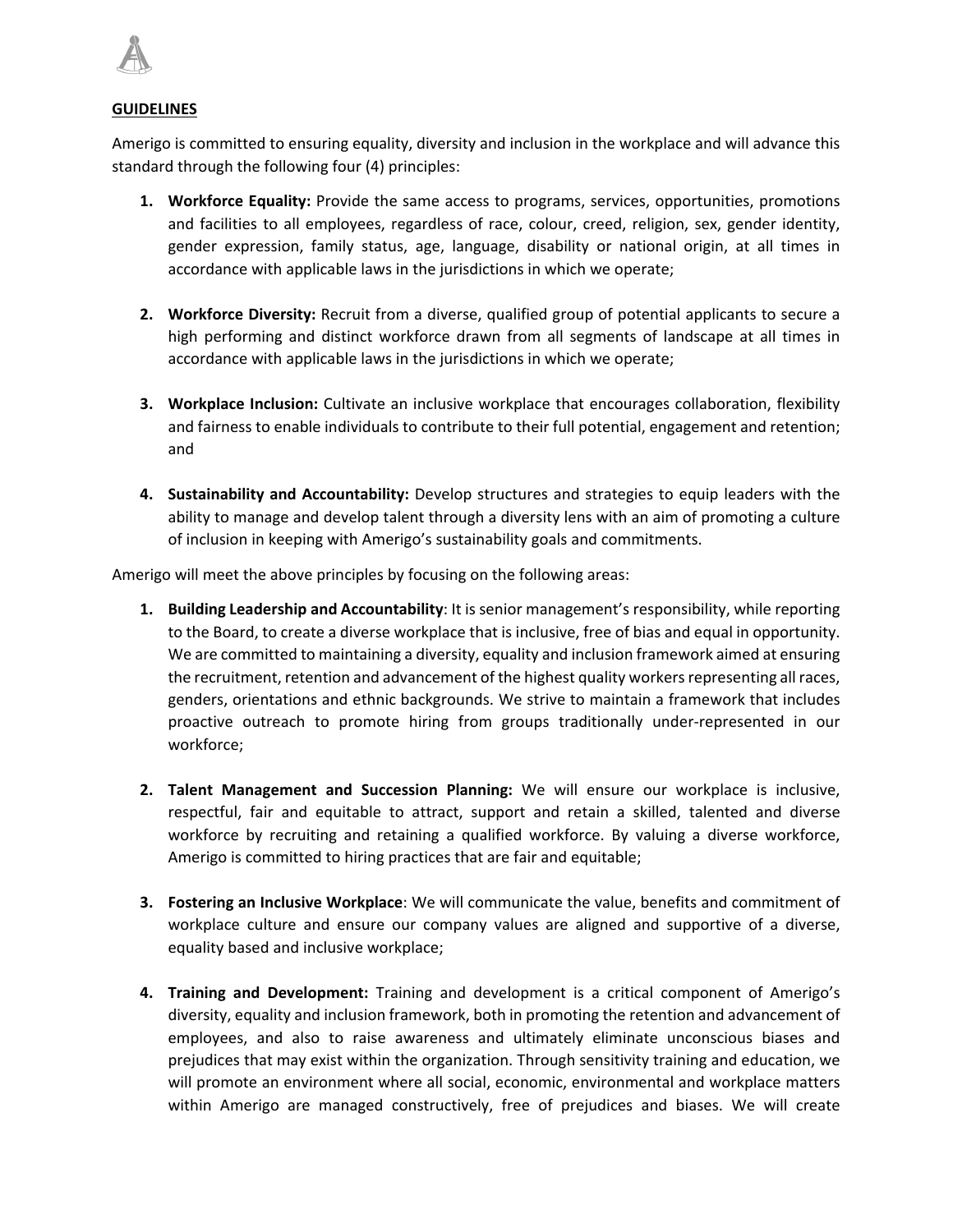**GUIDELINES**

Amerigo is committed to ensuring equality, diversity and inclusion in the workplace and will advance this standard through the following four (4) principles:

1. **Workforce Equality:** Provide the same access to programs, services, opportunities, promotions and facilities to all employees, regardless of race, colour, creed, religion, sex, gender identity, gender expression, family status, age, language, disability or national origin, at all times in accordance with applicable laws in the jurisdictions in which we operate;

2. **Workforce Diversity:** Recruit from a diverse, qualified group of potential applicants to secure a high performing and distinct workforce drawn from all segments of landscape at all times in accordance with applicable laws in the jurisdictions in which we operate;

3. **Workplace Inclusion:** Cultivate an inclusive workplace that encourages collaboration, flexibility and fairness to enable individuals to contribute to their full potential, engagement and retention; and

4. **Sustainability and Accountability:** Develop structures and strategies to equip leaders with the ability to manage and develop talent through a diversity lens with an aim of promoting a culture of inclusion in keeping with Amerigo's sustainability goals and commitments.

Amerigo will meet the above principles by focusing on the following areas:

1. **Building Leadership and Accountability**: It is senior management's responsibility, while reporting to the Board, to create a diverse workplace that is inclusive, free of bias and equal in opportunity. We are committed to maintaining a diversity, equality and inclusion framework aimed at ensuring the recruitment, retention and advancement of the highest quality workers representing all races, genders, orientations and ethnic backgrounds. We strive to maintain a framework that includes proactive outreach to promote hiring from groups traditionally under-represented in our workforce;

2. **Talent Management and Succession Planning:** We will ensure our workplace is inclusive, respectful, fair and equitable to attract, support and retain a skilled, talented and diverse workforce by recruiting and retaining a qualified workforce. By valuing a diverse workforce, Amerigo is committed to hiring practices that are fair and equitable;

3. **Fostering an Inclusive Workplace**: We will communicate the value, benefits and commitment of workplace culture and ensure our company values are aligned and supportive of a diverse, equality based and inclusive workplace;

4. **Training and Development:** Training and development is a critical component of Amerigo's diversity, equality and inclusion framework, both in promoting the retention and advancement of employees, and also to raise awareness and ultimately eliminate unconscious biases and prejudices that may exist within the organization. Through sensitivity training and education, we will promote an environment where all social, economic, environmental and workplace matters within Amerigo are managed constructively, free of prejudices and biases. We will create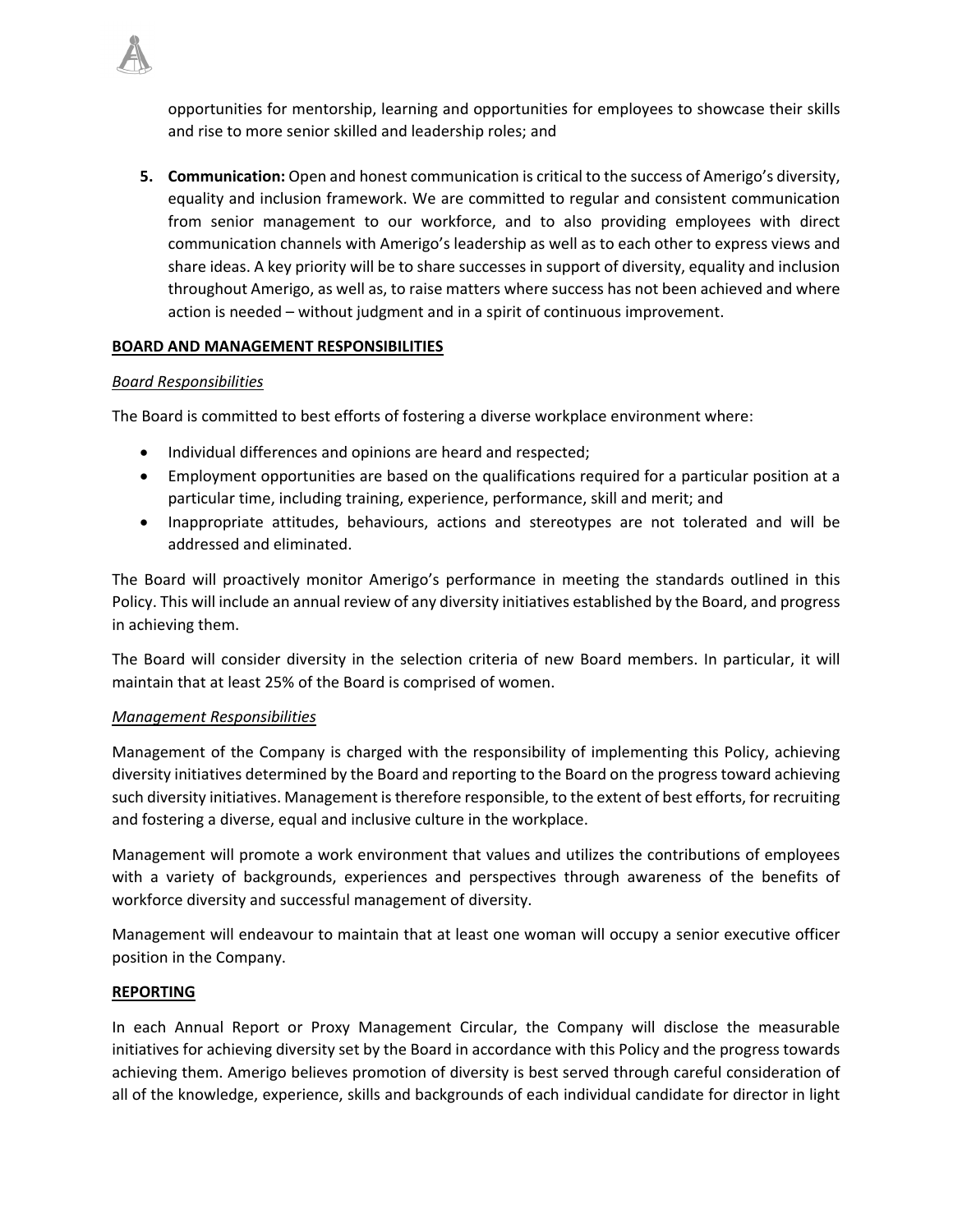opportunities for mentorship, learning and opportunities for employees to showcase their skills and rise to more senior skilled and leadership roles; and

5. **Communication:** Open and honest communication is critical to the success of Amerigo's diversity, equality and inclusion framework. We are committed to regular and consistent communication from senior management to our workforce, and to also providing employees with direct communication channels with Amerigo's leadership as well as to each other to express views and share ideas. A key priority will be to share successes in support of diversity, equality and inclusion throughout Amerigo, as well as, to raise matters where success has not been achieved and where action is needed – without judgment and in a spirit of continuous improvement.

## BOARD AND MANAGEMENT RESPONSIBILITIES

### *Board Responsibilities*

The Board is committed to best efforts of fostering a diverse workplace environment where:

- Individual differences and opinions are heard and respected;
- Employment opportunities are based on the qualifications required for a particular position at a particular time, including training, experience, performance, skill and merit; and
- Inappropriate attitudes, behaviours, actions and stereotypes are not tolerated and will be addressed and eliminated.

The Board will proactively monitor Amerigo's performance in meeting the standards outlined in this Policy. This will include an annual review of any diversity initiatives established by the Board, and progress in achieving them.

The Board will consider diversity in the selection criteria of new Board members. In particular, it will maintain that at least 25% of the Board is comprised of women.

### *Management Responsibilities*

Management of the Company is charged with the responsibility of implementing this Policy, achieving diversity initiatives determined by the Board and reporting to the Board on the progress toward achieving such diversity initiatives. Management is therefore responsible, to the extent of best efforts, for recruiting and fostering a diverse, equal and inclusive culture in the workplace.

Management will promote a work environment that values and utilizes the contributions of employees with a variety of backgrounds, experiences and perspectives through awareness of the benefits of workforce diversity and successful management of diversity.

Management will endeavour to maintain that at least one woman will occupy a senior executive officer position in the Company.

## REPORTING

In each Annual Report or Proxy Management Circular, the Company will disclose the measurable initiatives for achieving diversity set by the Board in accordance with this Policy and the progress towards achieving them. Amerigo believes promotion of diversity is best served through careful consideration of all of the knowledge, experience, skills and backgrounds of each individual candidate for director in light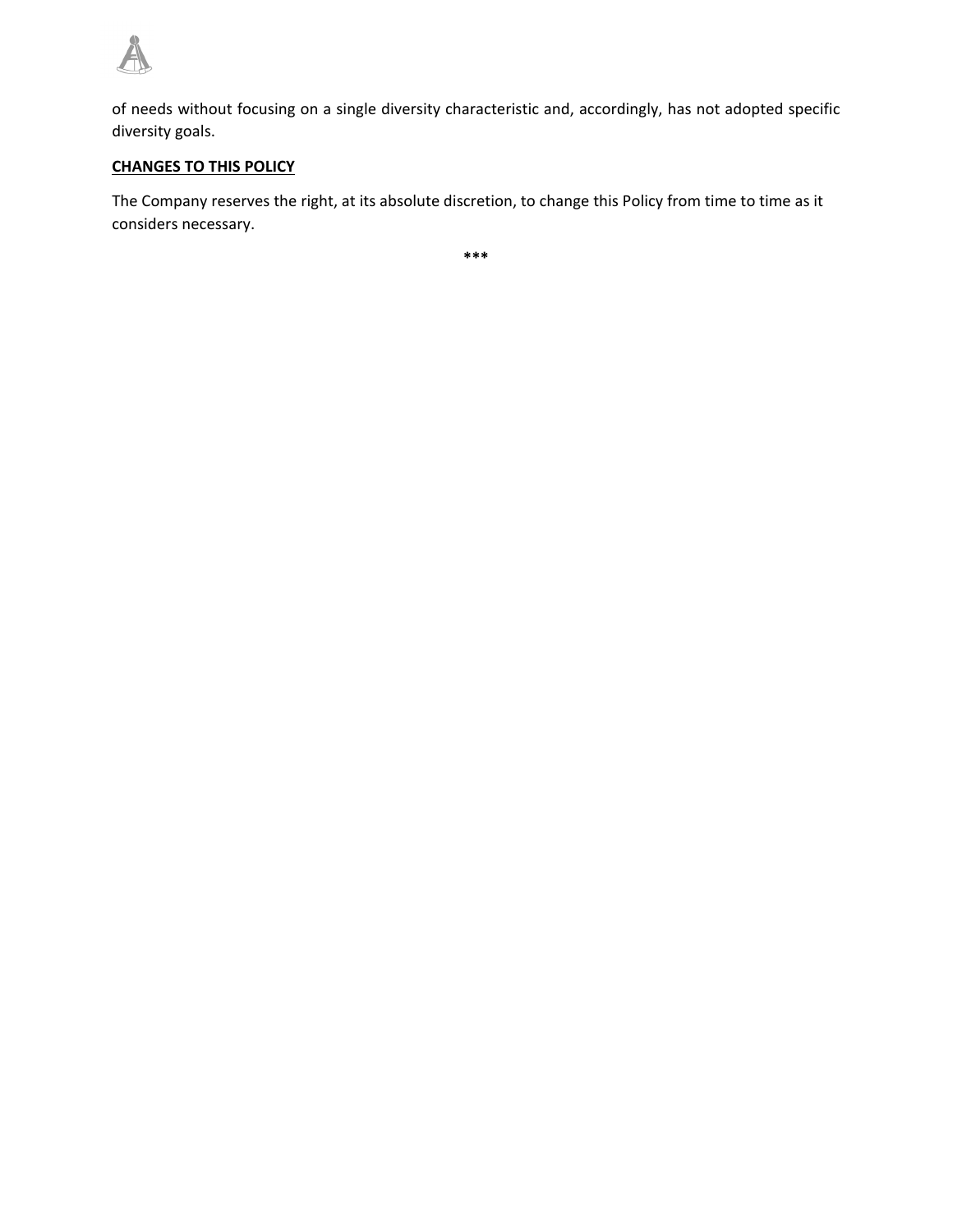of needs without focusing on a single diversity characteristic and, accordingly, has not adopted specific diversity goals.

**CHANGES TO THIS POLICY**

The Company reserves the right, at its absolute discretion, to change this Policy from time to time as it considers necessary.

***